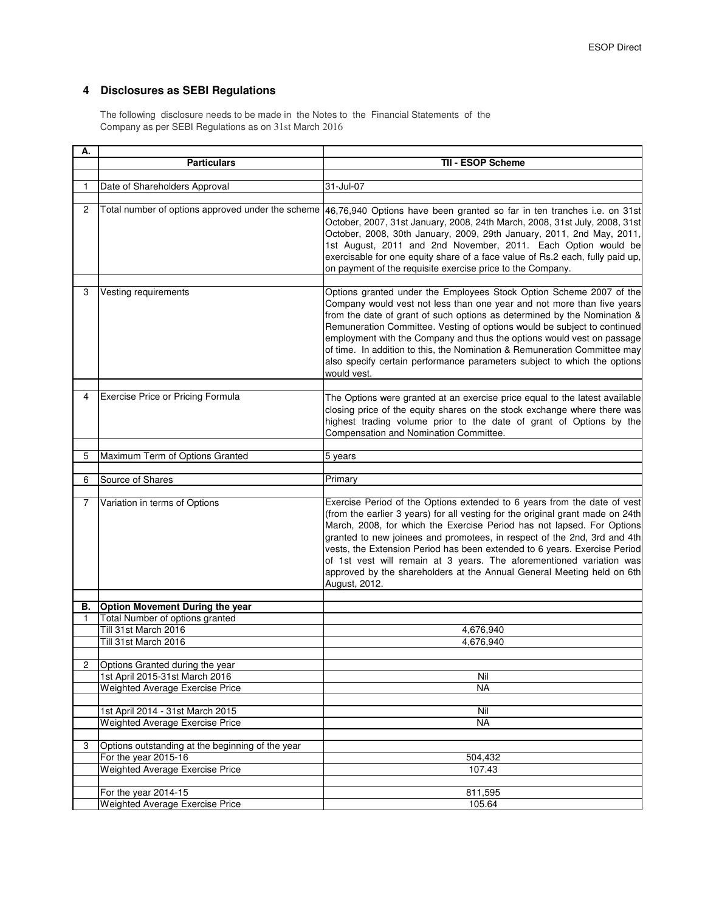## 4 Disclosures as SEBI Regulations

The following disclosure needs to be made in the Notes to the Financial Statements of the Company as per SEBI Regulations as on 31st March 2016

| A. | | |
|---|---|---|
| | **Particulars** | **TII - ESOP Scheme** |
| 1 | Date of Shareholders Approval | 31-Jul-07 |
| 2 | Total number of options approved under the scheme | 46,76,940 Options have been granted so far in ten tranches i.e. on 31st October, 2007, 31st January, 2008, 24th March, 2008, 31st July, 2008, 31st October, 2008, 30th January, 2009, 29th January, 2011, 2nd May, 2011, 1st August, 2011 and 2nd November, 2011. Each Option would be exercisable for one equity share of a face value of Rs.2 each, fully paid up, on payment of the requisite exercise price to the Company. |
| 3 | Vesting requirements | Options granted under the Employees Stock Option Scheme 2007 of the Company would vest not less than one year and not more than five years from the date of grant of such options as determined by the Nomination & Remuneration Committee. Vesting of options would be subject to continued employment with the Company and thus the options would vest on passage of time. In addition to this, the Nomination & Remuneration Committee may also specify certain performance parameters subject to which the options would vest. |
| 4 | Exercise Price or Pricing Formula | The Options were granted at an exercise price equal to the latest available closing price of the equity shares on the stock exchange where there was highest trading volume prior to the date of grant of Options by the Compensation and Nomination Committee. |
| 5 | Maximum Term of Options Granted | 5 years |
| 6 | Source of Shares | Primary |
| 7 | Variation in terms of Options | Exercise Period of the Options extended to 6 years from the date of vest (from the earlier 3 years) for all vesting for the original grant made on 24th March, 2008, for which the Exercise Period has not lapsed. For Options granted to new joinees and promotees, in respect of the 2nd, 3rd and 4th vests, the Extension Period has been extended to 6 years. Exercise Period of 1st vest will remain at 3 years. The aforementioned variation was approved by the shareholders at the Annual General Meeting held on 6th August, 2012. |
| **B.** | **Option Movement During the year** | |
| 1 | Total Number of options granted | |
| | Till 31st March 2016 | 4,676,940 |
| | Till 31st March 2016 | 4,676,940 |
| 2 | Options Granted during the year | |
| | 1st April 2015-31st March 2016 | Nil |
| | Weighted Average Exercise Price | NA |
| | 1st April 2014 - 31st March 2015 | Nil |
| | Weighted Average Exercise Price | NA |
| 3 | Options outstanding at the beginning of the year | |
| | For the year 2015-16 | 504,432 |
| | Weighted Average Exercise Price | 107.43 |
| | For the year 2014-15 | 811,595 |
| | Weighted Average Exercise Price | 105.64 |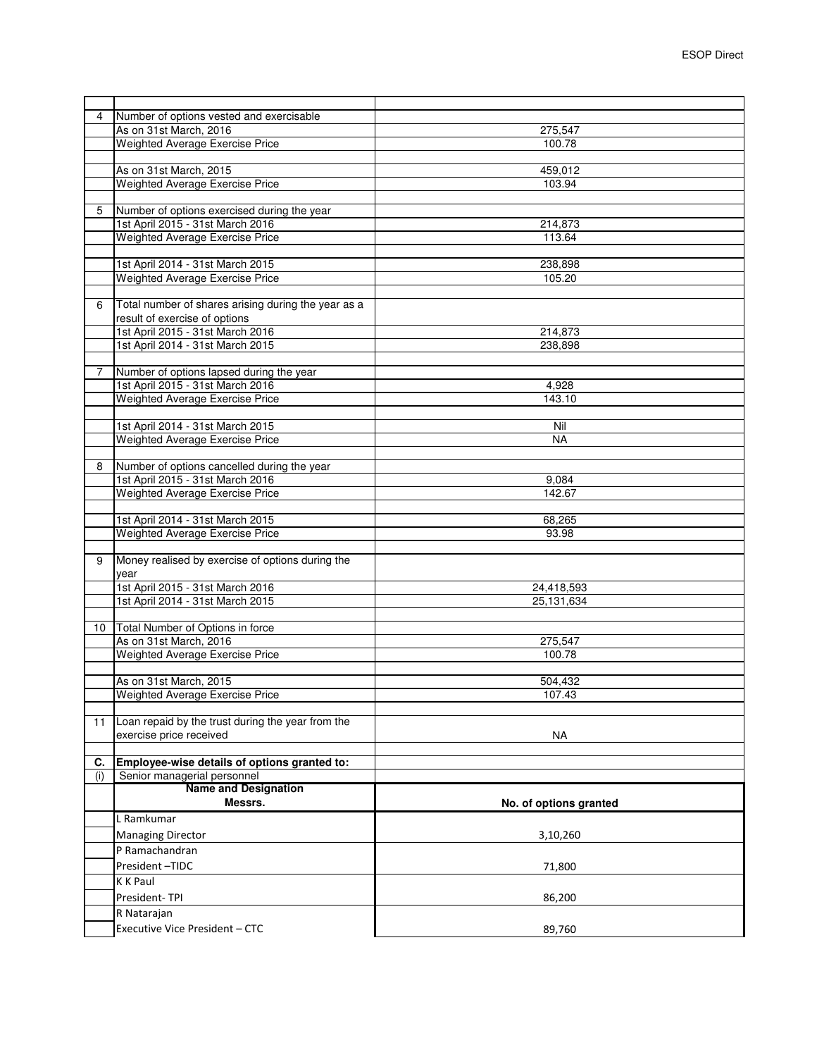| | | |
|---|---|---|
| 4 | Number of options vested and exercisable | |
| | As on 31st March, 2016 | 275,547 |
| | Weighted Average Exercise Price | 100.78 |
| | | |
| | As on 31st March, 2015 | 459,012 |
| | Weighted Average Exercise Price | 103.94 |
| | | |
| 5 | Number of options exercised during the year | |
| | 1st April 2015 - 31st March 2016 | 214,873 |
| | Weighted Average Exercise Price | 113.64 |
| | | |
| | 1st April 2014 - 31st March 2015 | 238,898 |
| | Weighted Average Exercise Price | 105.20 |
| | | |
| 6 | Total number of shares arising during the year as a result of exercise of options | |
| | 1st April 2015 - 31st March 2016 | 214,873 |
| | 1st April 2014 - 31st March 2015 | 238,898 |
| | | |
| 7 | Number of options lapsed during the year | |
| | 1st April 2015 - 31st March 2016 | 4,928 |
| | Weighted Average Exercise Price | 143.10 |
| | | |
| | 1st April 2014 - 31st March 2015 | Nil |
| | Weighted Average Exercise Price | NA |
| | | |
| 8 | Number of options cancelled during the year | |
| | 1st April 2015 - 31st March 2016 | 9,084 |
| | Weighted Average Exercise Price | 142.67 |
| | | |
| | 1st April 2014 - 31st March 2015 | 68,265 |
| | Weighted Average Exercise Price | 93.98 |
| | | |
| 9 | Money realised by exercise of options during the year | |
| | 1st April 2015 - 31st March 2016 | 24,418,593 |
| | 1st April 2014 - 31st March 2015 | 25,131,634 |
| | | |
| 10 | Total Number of Options in force | |
| | As on 31st March, 2016 | 275,547 |
| | Weighted Average Exercise Price | 100.78 |
| | | |
| | As on 31st March, 2015 | 504,432 |
| | Weighted Average Exercise Price | 107.43 |
| | | |
| 11 | Loan repaid by the trust during the year from the exercise price received | NA |
| | | |
| **C.** | **Employee-wise details of options granted to:** | |
| (i) | Senior managerial personnel | |
| | **Name and Designation Messrs.** | **No. of options granted** |
| | L Ramkumar | |
| | Managing Director | 3,10,260 |
| | P Ramachandran | |
| | President –TIDC | 71,800 |
| | K K Paul | |
| | President- TPI | 86,200 |
| | R Natarajan | |
| | Executive Vice President – CTC | 89,760 |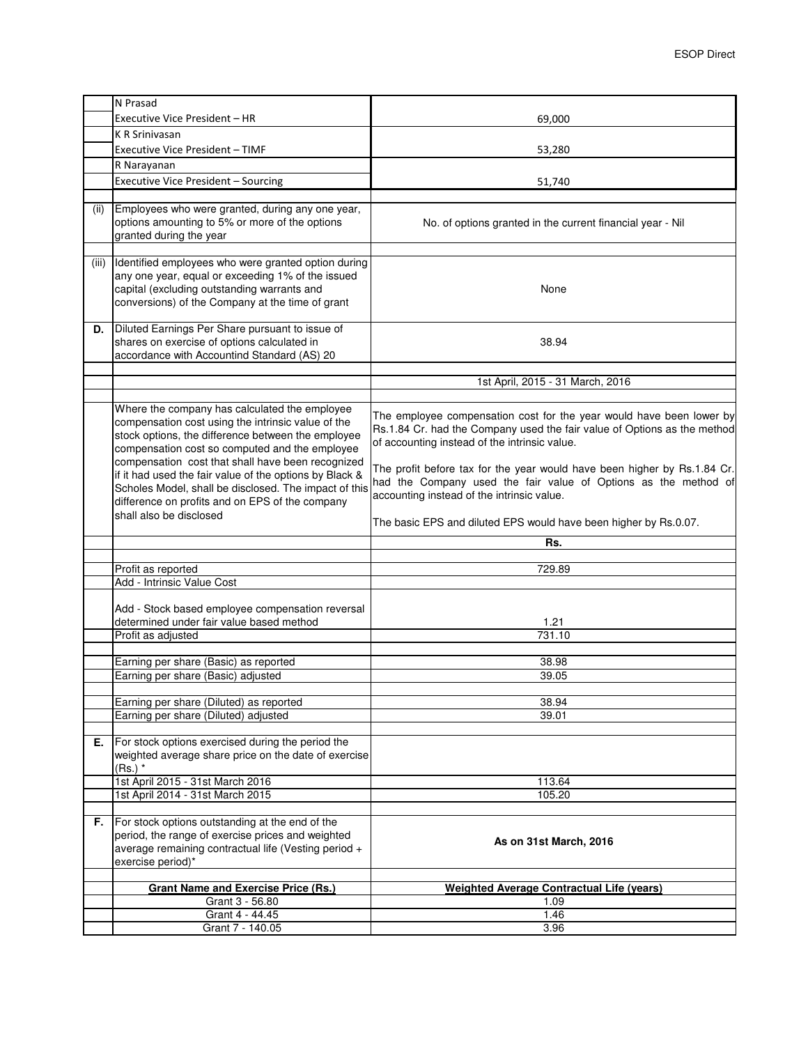|  |  |  |
|---|---|---|
|  | N Prasad<br>Executive Vice President – HR | 69,000 |
|  | K R Srinivasan<br>Executive Vice President – TIMF | 53,280 |
|  | R Narayanan<br>Executive Vice President – Sourcing | 51,740 |
|  |  |  |
| (ii) | Employees who were granted, during any one year, options amounting to 5% or more of the options granted during the year | No. of options granted in the current financial year - Nil |
|  |  |  |
| (iii) | Identified employees who were granted option during any one year, equal or exceeding 1% of the issued capital (excluding outstanding warrants and conversions) of the Company at the time of grant | None |
| D. | Diluted Earnings Per Share pursuant to issue of shares on exercise of options calculated in accordance with Accountind Standard (AS) 20 | 38.94 |
|  |  |  |
|  |  | 1st April, 2015 - 31 March, 2016 |
|  |  |  |
|  | Where the company has calculated the employee compensation cost using the intrinsic value of the stock options, the difference between the employee compensation cost so computed and the employee compensation cost that shall have been recognized if it had used the fair value of the options by Black & Scholes Model, shall be disclosed. The impact of this difference on profits and on EPS of the company shall also be disclosed | The employee compensation cost for the year would have been lower by Rs.1.84 Cr. had the Company used the fair value of Options as the method of accounting instead of the intrinsic value.<br><br>The profit before tax for the year would have been higher by Rs.1.84 Cr. had the Company used the fair value of Options as the method of accounting instead of the intrinsic value.<br><br>The basic EPS and diluted EPS would have been higher by Rs.0.07. |
|  |  | **Rs.** |
|  |  |  |
|  | Profit as reported | 729.89 |
|  | Add - Intrinsic Value Cost |  |
|  | Add - Stock based employee compensation reversal determined under fair value based method | 1.21 |
|  | Profit as adjusted | 731.10 |
|  |  |  |
|  | Earning per share (Basic) as reported | 38.98 |
|  | Earning per share (Basic) adjusted | 39.05 |
|  |  |  |
|  | Earning per share (Diluted) as reported | 38.94 |
|  | Earning per share (Diluted) adjusted | 39.01 |
|  |  |  |
| E. | For stock options exercised during the period the weighted average share price on the date of exercise (Rs.) * |  |
|  | 1st April 2015 - 31st March 2016 | 113.64 |
|  | 1st April 2014 - 31st March 2015 | 105.20 |
|  |  |  |
| F. | For stock options outstanding at the end of the period, the range of exercise prices and weighted average remaining contractual life (Vesting period + exercise period)* | **As on 31st March, 2016** |
|  |  |  |
|  | **Grant Name and Exercise Price (Rs.)** | **Weighted Average Contractual Life (years)** |
|  | Grant 3 - 56.80 | 1.09 |
|  | Grant 4 - 44.45 | 1.46 |
|  | Grant 7 - 140.05 | 3.96 |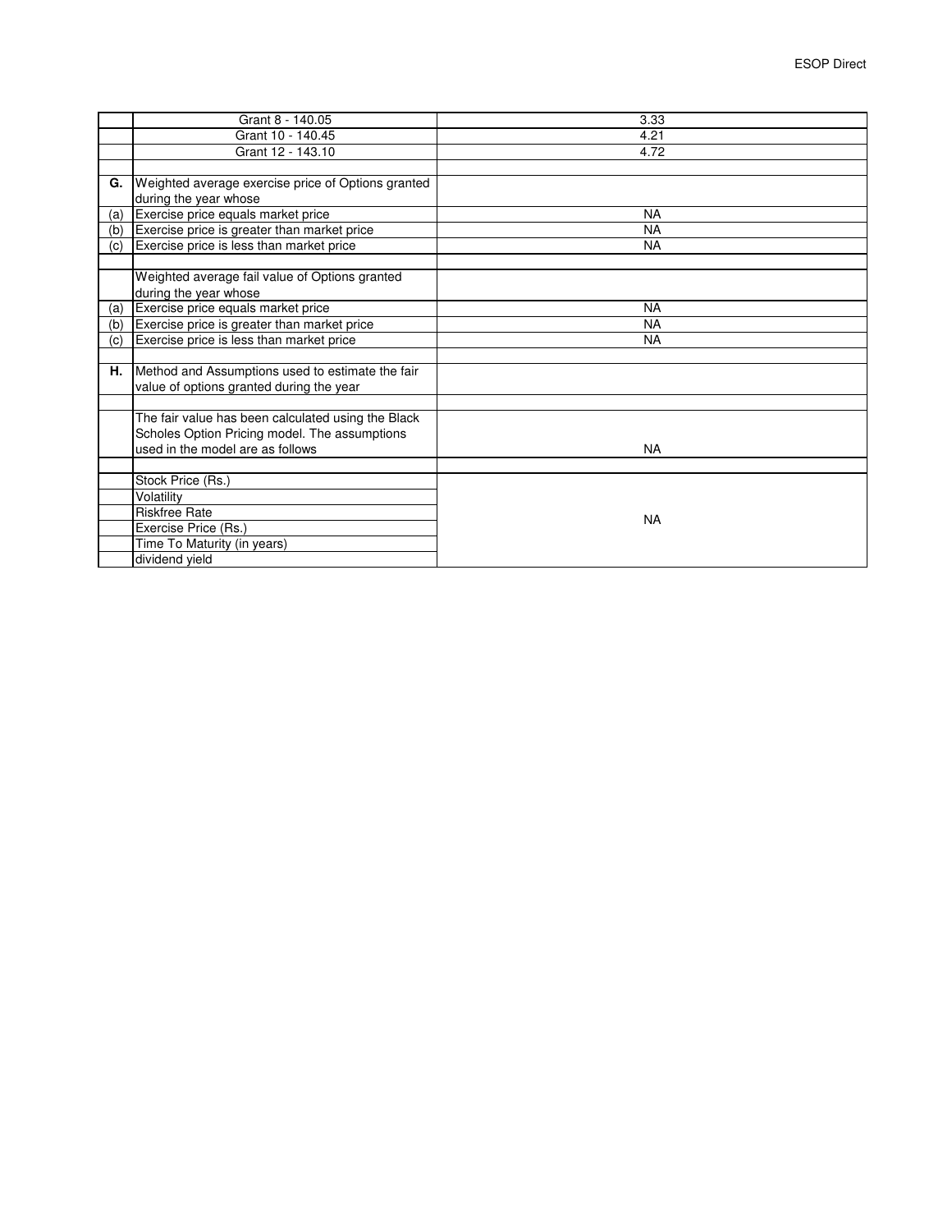| | | |
|---|---|---|
| | Grant 8 - 140.05 | 3.33 |
| | Grant 10 - 140.45 | 4.21 |
| | Grant 12 - 143.10 | 4.72 |
| | | |
| **G.** | Weighted average exercise price of Options granted during the year whose | |
| (a) | Exercise price equals market price | NA |
| (b) | Exercise price is greater than market price | NA |
| (c) | Exercise price is less than market price | NA |
| | | |
| | Weighted average fail value of Options granted during the year whose | |
| (a) | Exercise price equals market price | NA |
| (b) | Exercise price is greater than market price | NA |
| (c) | Exercise price is less than market price | NA |
| | | |
| **H.** | Method and Assumptions used to estimate the fair value of options granted during the year | |
| | | |
| | The fair value has been calculated using the Black Scholes Option Pricing model. The assumptions used in the model are as follows | NA |
| | | |
| | Stock Price (Rs.) | NA |
| | Volatility | |
| | Riskfree Rate | |
| | Exercise Price (Rs.) | |
| | Time To Maturity (in years) | |
| | dividend yield | |